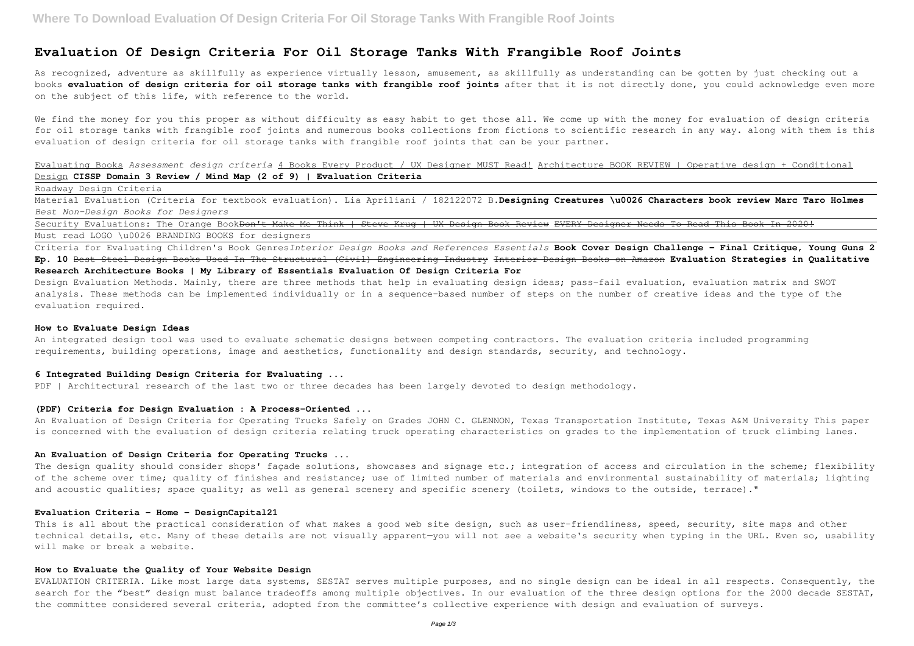# Evaluation Of Design Criteria For Oil Storage Tanks With Frangible Roof Joints

As recognized, adventure as skillfully as experience virtually lesson, amusement, as skillfully as understanding can be gotten by just checking out a books **evaluation of design criteria for oil storage tanks with frangible roof joints** after that it is not directly done, you could acknowledge even more on the subject of this life, with reference to the world.

We find the money for you this proper as without difficulty as easy habit to get those all. We come up with the money for evaluation of design criteria for oil storage tanks with frangible roof joints and numerous books collections from fictions to scientific research in any way. along with them is this evaluation of design criteria for oil storage tanks with frangible roof joints that can be your partner.

Evaluating Books *Assessment design criteria* 4 Books Every Product / UX Designer MUST Read! Architecture BOOK REVIEW | Operative design + Conditional Design **CISSP Domain 3 Review / Mind Map (2 of 9) | Evaluation Criteria**

Roadway Design Criteria

Material Evaluation (Criteria for textbook evaluation). Lia Apriliani / 182122072 B.**Designing Creatures \u0026 Characters book review Marc Taro Holmes** *Best Non-Design Books for Designers*

Security Evaluations: The Orange Book~~Don't Make Me Think | Steve Krug | UX Design Book Review EVERY Designer Needs To Read This Book In 2020!~~

Must read LOGO \u0026 BRANDING BOOKS for designers

Criteria for Evaluating Children's Book Genres*Interior Design Books and References Essentials* **Book Cover Design Challenge - Final Critique, Young Guns 2 Ep. 10** ~~Best Steel Design Books Used In The Structural (Civil) Engineering Industry~~ ~~Interior Design Books on Amazon~~ **Evaluation Strategies in Qualitative Research Architecture Books | My Library of Essentials Evaluation Of Design Criteria For**

Design Evaluation Methods. Mainly, there are three methods that help in evaluating design ideas; pass-fail evaluation, evaluation matrix and SWOT analysis. These methods can be implemented individually or in a sequence-based number of steps on the number of creative ideas and the type of the evaluation required.

### How to Evaluate Design Ideas

An integrated design tool was used to evaluate schematic designs between competing contractors. The evaluation criteria included programming requirements, building operations, image and aesthetics, functionality and design standards, security, and technology.

### 6 Integrated Building Design Criteria for Evaluating ...

PDF | Architectural research of the last two or three decades has been largely devoted to design methodology.

### (PDF) Criteria for Design Evaluation : A Process-Oriented ...

An Evaluation of Design Criteria for Operating Trucks Safely on Grades JOHN C. GLENNON, Texas Transportation Institute, Texas A&M University This paper is concerned with the evaluation of design criteria relating truck operating characteristics on grades to the implementation of truck climbing lanes.

### An Evaluation of Design Criteria for Operating Trucks ...

The design quality should consider shops' façade solutions, showcases and signage etc.; integration of access and circulation in the scheme; flexibility of the scheme over time; quality of finishes and resistance; use of limited number of materials and environmental sustainability of materials; lighting and acoustic qualities; space quality; as well as general scenery and specific scenery (toilets, windows to the outside, terrace)."

### Evaluation Criteria - Home - DesignCapital21

This is all about the practical consideration of what makes a good web site design, such as user-friendliness, speed, security, site maps and other technical details, etc. Many of these details are not visually apparent—you will not see a website's security when typing in the URL. Even so, usability will make or break a website.

### How to Evaluate the Quality of Your Website Design

EVALUATION CRITERIA. Like most large data systems, SESTAT serves multiple purposes, and no single design can be ideal in all respects. Consequently, the search for the "best" design must balance tradeoffs among multiple objectives. In our evaluation of the three design options for the 2000 decade SESTAT, the committee considered several criteria, adopted from the committee's collective experience with design and evaluation of surveys.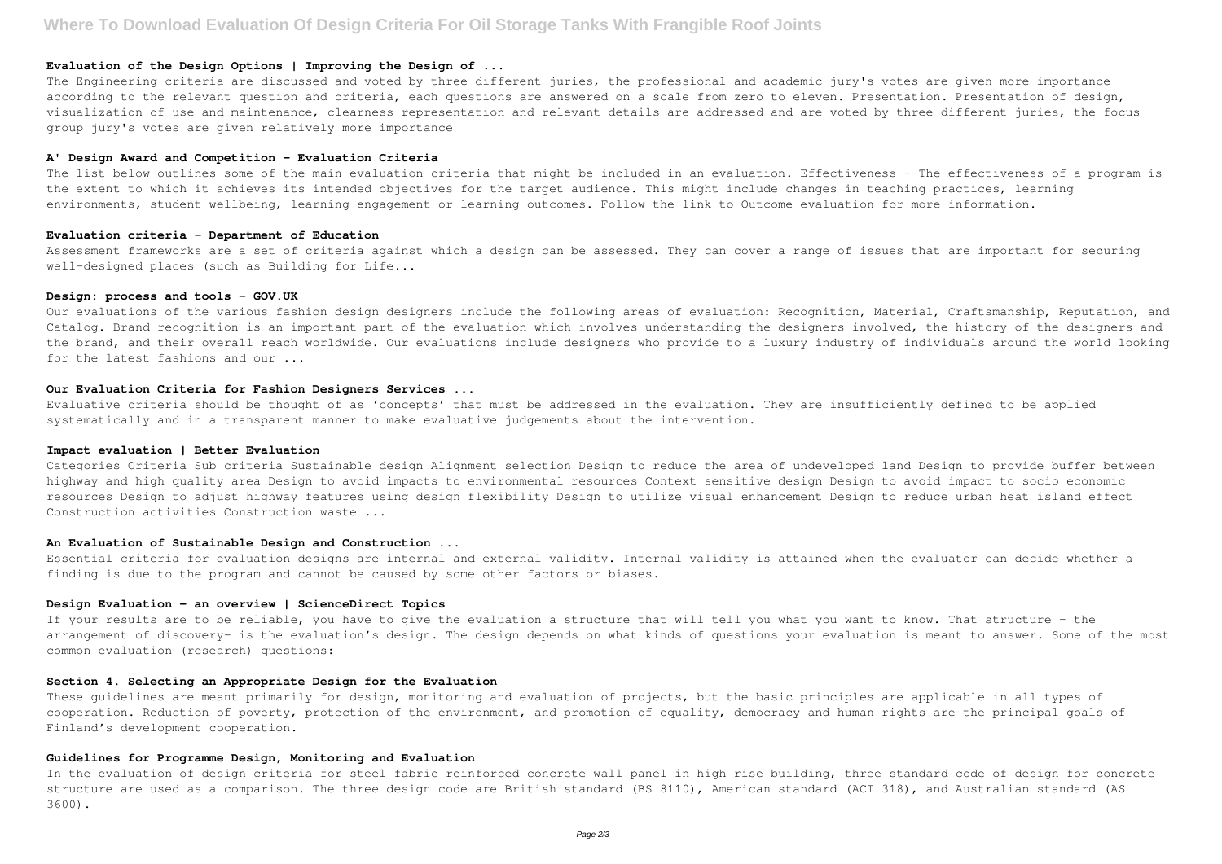#### Evaluation of the Design Options | Improving the Design of ...

The Engineering criteria are discussed and voted by three different juries, the professional and academic jury's votes are given more importance according to the relevant question and criteria, each questions are answered on a scale from zero to eleven. Presentation. Presentation of design, visualization of use and maintenance, clearness representation and relevant details are addressed and are voted by three different juries, the focus group jury's votes are given relatively more importance

#### A' Design Award and Competition - Evaluation Criteria

The list below outlines some of the main evaluation criteria that might be included in an evaluation. Effectiveness - The effectiveness of a program is the extent to which it achieves its intended objectives for the target audience. This might include changes in teaching practices, learning environments, student wellbeing, learning engagement or learning outcomes. Follow the link to Outcome evaluation for more information.

#### Evaluation criteria - Department of Education

Assessment frameworks are a set of criteria against which a design can be assessed. They can cover a range of issues that are important for securing well-designed places (such as Building for Life...

#### Design: process and tools - GOV.UK

Our evaluations of the various fashion design designers include the following areas of evaluation: Recognition, Material, Craftsmanship, Reputation, and Catalog. Brand recognition is an important part of the evaluation which involves understanding the designers involved, the history of the designers and the brand, and their overall reach worldwide. Our evaluations include designers who provide to a luxury industry of individuals around the world looking for the latest fashions and our ...

#### Our Evaluation Criteria for Fashion Designers Services ...

Evaluative criteria should be thought of as 'concepts' that must be addressed in the evaluation. They are insufficiently defined to be applied systematically and in a transparent manner to make evaluative judgements about the intervention.

#### Impact evaluation | Better Evaluation

Categories Criteria Sub criteria Sustainable design Alignment selection Design to reduce the area of undeveloped land Design to provide buffer between highway and high quality area Design to avoid impacts to environmental resources Context sensitive design Design to avoid impact to socio economic resources Design to adjust highway features using design flexibility Design to utilize visual enhancement Design to reduce urban heat island effect Construction activities Construction waste ...

#### An Evaluation of Sustainable Design and Construction ...

Essential criteria for evaluation designs are internal and external validity. Internal validity is attained when the evaluator can decide whether a finding is due to the program and cannot be caused by some other factors or biases.

#### Design Evaluation - an overview | ScienceDirect Topics

If your results are to be reliable, you have to give the evaluation a structure that will tell you what you want to know. That structure - the arrangement of discovery- is the evaluation's design. The design depends on what kinds of questions your evaluation is meant to answer. Some of the most common evaluation (research) questions:

#### Section 4. Selecting an Appropriate Design for the Evaluation

These guidelines are meant primarily for design, monitoring and evaluation of projects, but the basic principles are applicable in all types of cooperation. Reduction of poverty, protection of the environment, and promotion of equality, democracy and human rights are the principal goals of Finland's development cooperation.

#### Guidelines for Programme Design, Monitoring and Evaluation

In the evaluation of design criteria for steel fabric reinforced concrete wall panel in high rise building, three standard code of design for concrete structure are used as a comparison. The three design code are British standard (BS 8110), American standard (ACI 318), and Australian standard (AS 3600).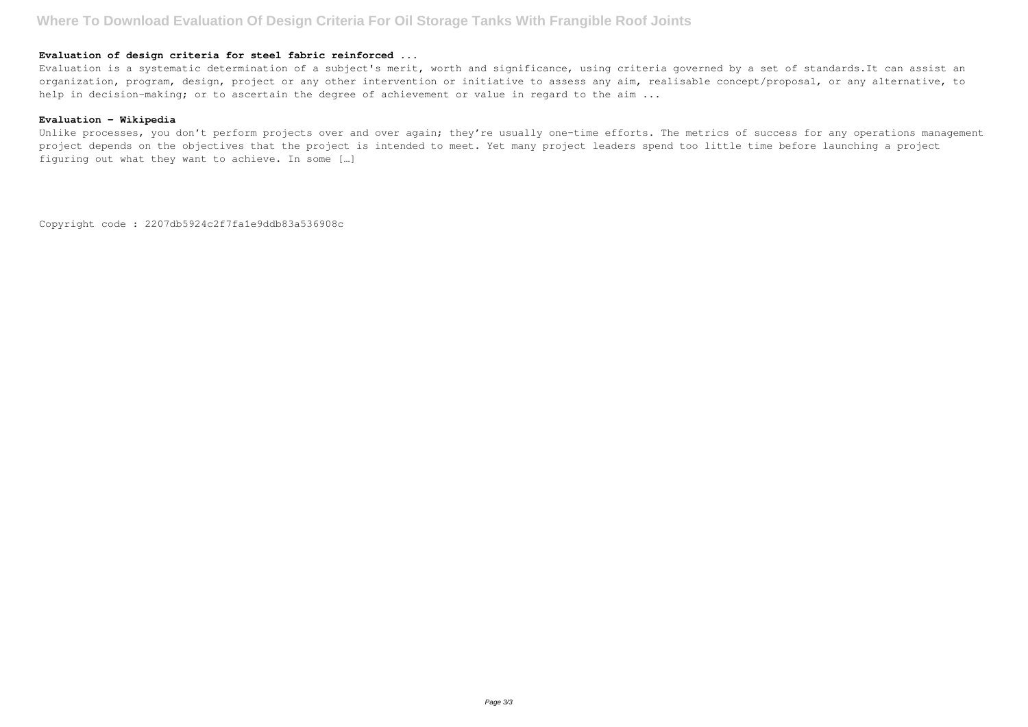**Evaluation of design criteria for steel fabric reinforced ...**

Evaluation is a systematic determination of a subject's merit, worth and significance, using criteria governed by a set of standards.It can assist an organization, program, design, project or any other intervention or initiative to assess any aim, realisable concept/proposal, or any alternative, to help in decision-making; or to ascertain the degree of achievement or value in regard to the aim ...

**Evaluation - Wikipedia**

Unlike processes, you don't perform projects over and over again; they're usually one-time efforts. The metrics of success for any operations management project depends on the objectives that the project is intended to meet. Yet many project leaders spend too little time before launching a project figuring out what they want to achieve. In some […]

Copyright code : 2207db5924c2f7fa1e9ddb83a536908c